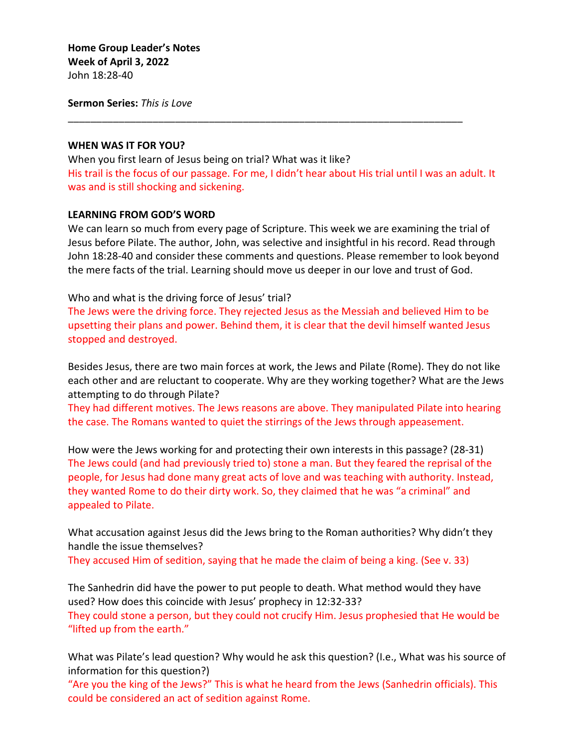**Home Group Leader's Notes**
**Week of April 3, 2022**
John 18:28-40

**Sermon Series:** *This is Love*

---

**WHEN WAS IT FOR YOU?**

When you first learn of Jesus being on trial? What was it like?

His trail is the focus of our passage. For me, I didn't hear about His trial until I was an adult. It was and is still shocking and sickening.

**LEARNING FROM GOD'S WORD**

We can learn so much from every page of Scripture. This week we are examining the trial of Jesus before Pilate. The author, John, was selective and insightful in his record. Read through John 18:28-40 and consider these comments and questions. Please remember to look beyond the mere facts of the trial. Learning should move us deeper in our love and trust of God.

Who and what is the driving force of Jesus' trial?

The Jews were the driving force. They rejected Jesus as the Messiah and believed Him to be upsetting their plans and power. Behind them, it is clear that the devil himself wanted Jesus stopped and destroyed.

Besides Jesus, there are two main forces at work, the Jews and Pilate (Rome). They do not like each other and are reluctant to cooperate. Why are they working together? What are the Jews attempting to do through Pilate?

They had different motives. The Jews reasons are above. They manipulated Pilate into hearing the case. The Romans wanted to quiet the stirrings of the Jews through appeasement.

How were the Jews working for and protecting their own interests in this passage? (28-31)

The Jews could (and had previously tried to) stone a man. But they feared the reprisal of the people, for Jesus had done many great acts of love and was teaching with authority. Instead, they wanted Rome to do their dirty work. So, they claimed that he was "a criminal" and appealed to Pilate.

What accusation against Jesus did the Jews bring to the Roman authorities? Why didn't they handle the issue themselves?

They accused Him of sedition, saying that he made the claim of being a king. (See v. 33)

The Sanhedrin did have the power to put people to death. What method would they have used? How does this coincide with Jesus' prophecy in 12:32-33?

They could stone a person, but they could not crucify Him. Jesus prophesied that He would be "lifted up from the earth."

What was Pilate's lead question? Why would he ask this question? (I.e., What was his source of information for this question?)

"Are you the king of the Jews?" This is what he heard from the Jews (Sanhedrin officials). This could be considered an act of sedition against Rome.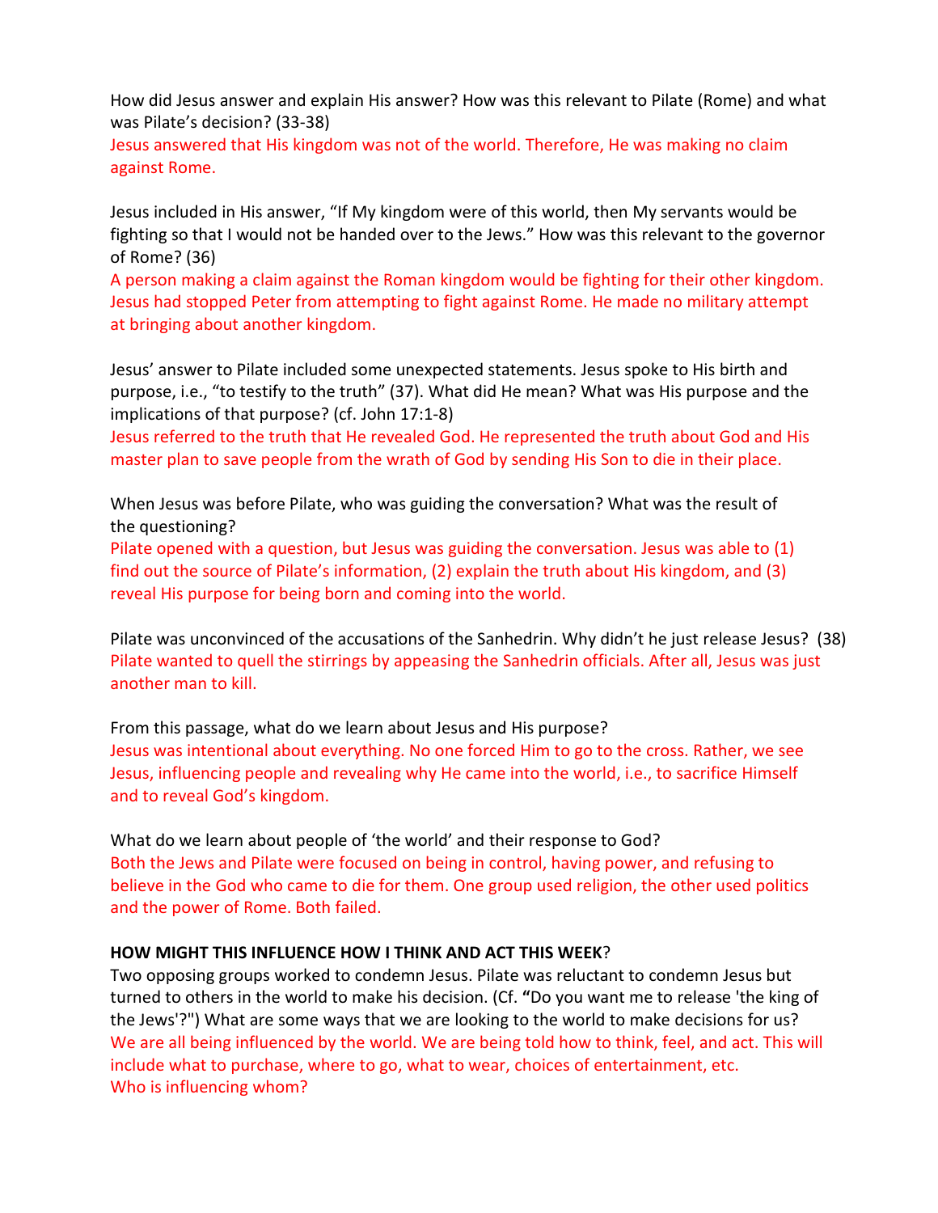How did Jesus answer and explain His answer? How was this relevant to Pilate (Rome) and what was Pilate's decision? (33-38)

Jesus answered that His kingdom was not of the world. Therefore, He was making no claim against Rome.

Jesus included in His answer, "If My kingdom were of this world, then My servants would be fighting so that I would not be handed over to the Jews." How was this relevant to the governor of Rome? (36)

A person making a claim against the Roman kingdom would be fighting for their other kingdom. Jesus had stopped Peter from attempting to fight against Rome. He made no military attempt at bringing about another kingdom.

Jesus' answer to Pilate included some unexpected statements. Jesus spoke to His birth and purpose, i.e., "to testify to the truth" (37). What did He mean? What was His purpose and the implications of that purpose? (cf. John 17:1-8)

Jesus referred to the truth that He revealed God. He represented the truth about God and His master plan to save people from the wrath of God by sending His Son to die in their place.

When Jesus was before Pilate, who was guiding the conversation? What was the result of the questioning?

Pilate opened with a question, but Jesus was guiding the conversation. Jesus was able to (1) find out the source of Pilate's information, (2) explain the truth about His kingdom, and (3) reveal His purpose for being born and coming into the world.

Pilate was unconvinced of the accusations of the Sanhedrin. Why didn't he just release Jesus? (38)

Pilate wanted to quell the stirrings by appeasing the Sanhedrin officials. After all, Jesus was just another man to kill.

From this passage, what do we learn about Jesus and His purpose?

Jesus was intentional about everything. No one forced Him to go to the cross. Rather, we see Jesus, influencing people and revealing why He came into the world, i.e., to sacrifice Himself and to reveal God's kingdom.

What do we learn about people of 'the world' and their response to God?

Both the Jews and Pilate were focused on being in control, having power, and refusing to believe in the God who came to die for them. One group used religion, the other used politics and the power of Rome. Both failed.

**HOW MIGHT THIS INFLUENCE HOW I THINK AND ACT THIS WEEK**?

Two opposing groups worked to condemn Jesus. Pilate was reluctant to condemn Jesus but turned to others in the world to make his decision. (Cf. **"**Do you want me to release 'the king of the Jews'?") What are some ways that we are looking to the world to make decisions for us?

We are all being influenced by the world. We are being told how to think, feel, and act. This will include what to purchase, where to go, what to wear, choices of entertainment, etc.
Who is influencing whom?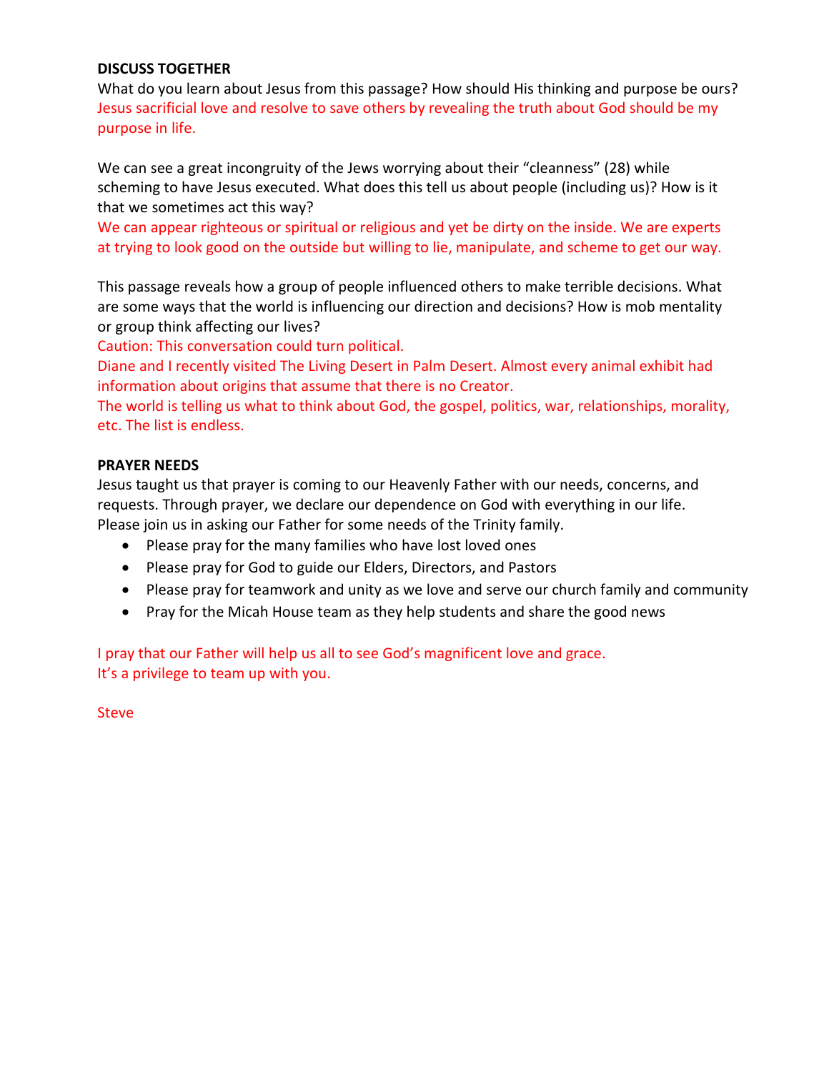**DISCUSS TOGETHER**

What do you learn about Jesus from this passage? How should His thinking and purpose be ours?
Jesus sacrificial love and resolve to save others by revealing the truth about God should be my purpose in life.

We can see a great incongruity of the Jews worrying about their "cleanness" (28) while scheming to have Jesus executed. What does this tell us about people (including us)? How is it that we sometimes act this way?
We can appear righteous or spiritual or religious and yet be dirty on the inside. We are experts at trying to look good on the outside but willing to lie, manipulate, and scheme to get our way.

This passage reveals how a group of people influenced others to make terrible decisions. What are some ways that the world is influencing our direction and decisions? How is mob mentality or group think affecting our lives?
Caution: This conversation could turn political.
Diane and I recently visited The Living Desert in Palm Desert. Almost every animal exhibit had information about origins that assume that there is no Creator.
The world is telling us what to think about God, the gospel, politics, war, relationships, morality, etc. The list is endless.

**PRAYER NEEDS**

Jesus taught us that prayer is coming to our Heavenly Father with our needs, concerns, and requests. Through prayer, we declare our dependence on God with everything in our life. Please join us in asking our Father for some needs of the Trinity family.

- Please pray for the many families who have lost loved ones
- Please pray for God to guide our Elders, Directors, and Pastors
- Please pray for teamwork and unity as we love and serve our church family and community
- Pray for the Micah House team as they help students and share the good news

I pray that our Father will help us all to see God's magnificent love and grace.
It's a privilege to team up with you.

Steve